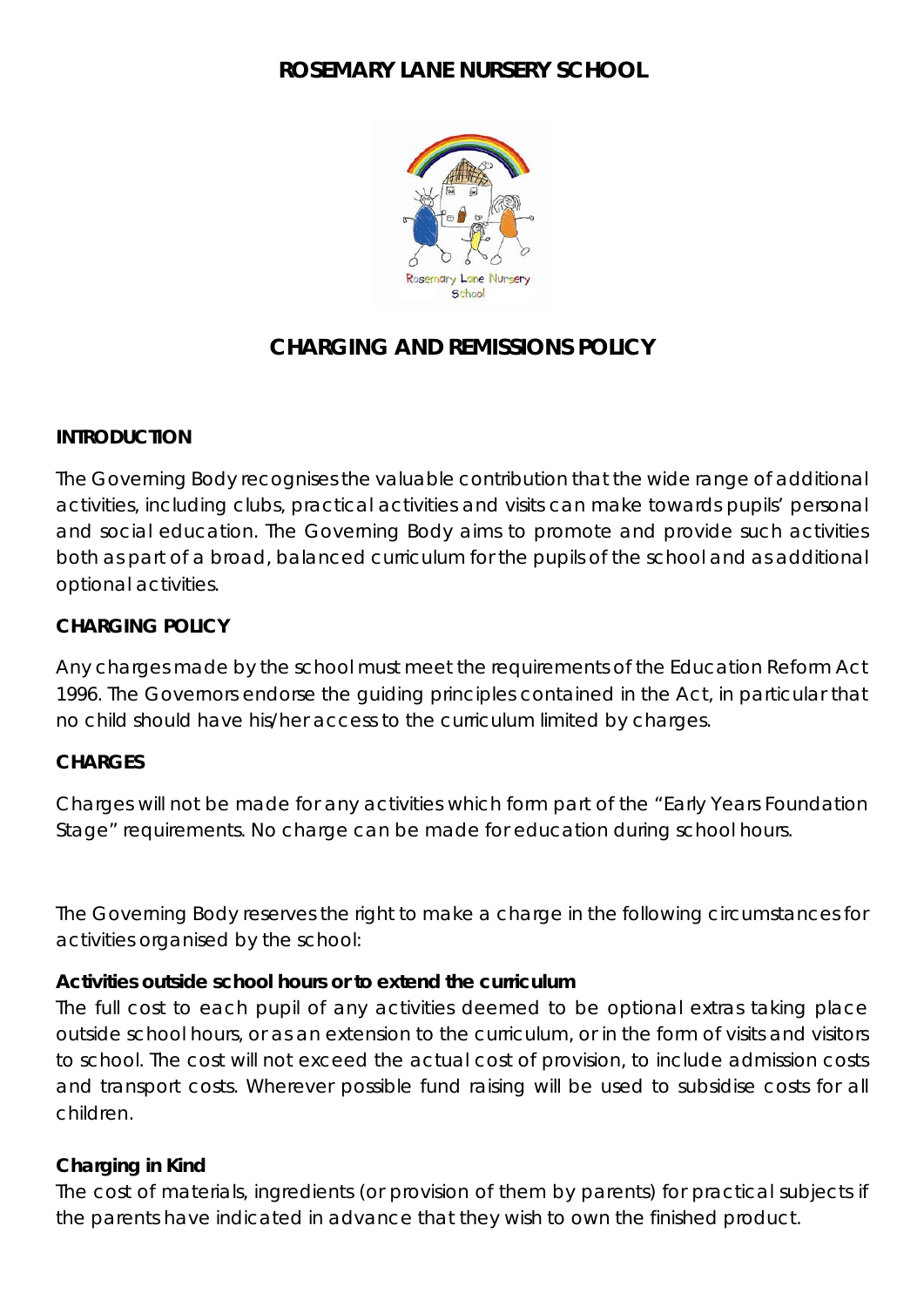# ROSEMARY LANE NURSERY SCHOOL

## CHARGING AND REMISSIONS POLICY

### INTRODUCTION

The Governing Body recognises the valuable contribution that the wide range of additional activities, including clubs, practical activities and visits can make towards pupils' personal and social education. The Governing Body aims to promote and provide such activities both as part of a broad, balanced curriculum for the pupils of the school and as additional optional activities.

### CHARGING POLICY

Any charges made by the school must meet the requirements of the Education Reform Act 1996. The Governors endorse the guiding principles contained in the Act, in particular that no child should have his/her access to the curriculum limited by charges.

### CHARGES

Charges will not be made for any activities which form part of the "Early Years Foundation Stage" requirements. No charge can be made for education during school hours.

The Governing Body reserves the right to make a charge in the following circumstances for activities organised by the school:

**Activities outside school hours or to extend the curriculum**

The full cost to each pupil of any activities deemed to be optional extras taking place outside school hours, or as an extension to the curriculum, or in the form of visits and visitors to school. The cost will not exceed the actual cost of provision, to include admission costs and transport costs. Wherever possible fund raising will be used to subsidise costs for all children.

**Charging in Kind**

The cost of materials, ingredients (or provision of them by parents) for practical subjects if the parents have indicated in advance that they wish to own the finished product.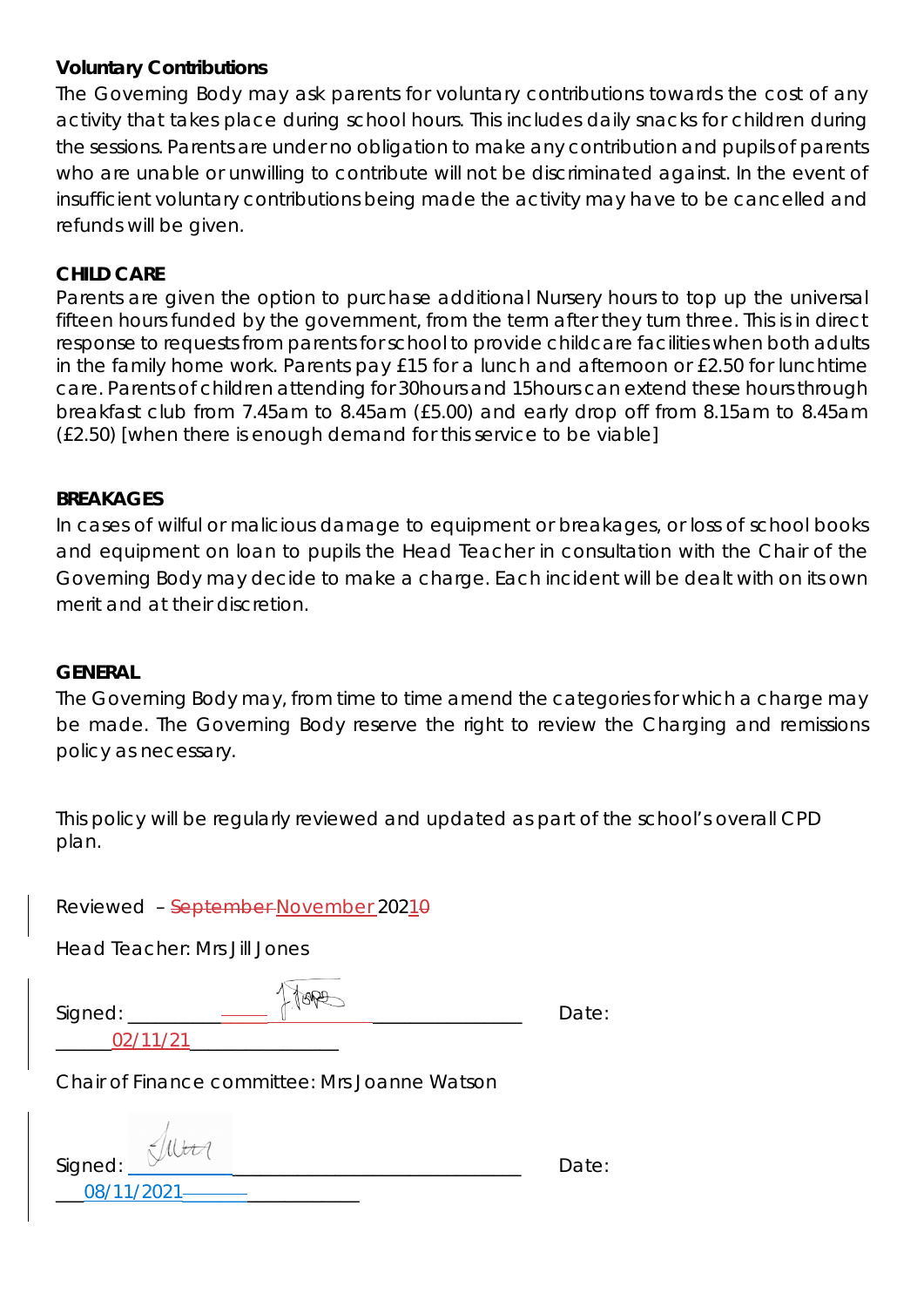**Voluntary Contributions**

The Governing Body may ask parents for voluntary contributions towards the cost of any activity that takes place during school hours. This includes daily snacks for children during the sessions. Parents are under no obligation to make any contribution and pupils of parents who are unable or unwilling to contribute will not be discriminated against. In the event of insufficient voluntary contributions being made the activity may have to be cancelled and refunds will be given.

**CHILD CARE**

Parents are given the option to purchase additional Nursery hours to top up the universal fifteen hours funded by the government, from the term after they turn three. This is in direct response to requests from parents for school to provide childcare facilities when both adults in the family home work. Parents pay £15 for a lunch and afternoon or £2.50 for lunchtime care. Parents of children attending for 30hours and 15hours can extend these hours through breakfast club from 7.45am to 8.45am (£5.00) and early drop off from 8.15am to 8.45am (£2.50) [when there is enough demand for this service to be viable]

**BREAKAGES**

In cases of wilful or malicious damage to equipment or breakages, or loss of school books and equipment on loan to pupils the Head Teacher in consultation with the Chair of the Governing Body may decide to make a charge. Each incident will be dealt with on its own merit and at their discretion.

**GENERAL**

The Governing Body may, from time to time amend the categories for which a charge may be made. The Governing Body reserve the right to review the Charging and remissions policy as necessary.

This policy will be regularly reviewed and updated as part of the school's overall CPD plan.

Reviewed – ~~September~~ November 2021

Head Teacher: Mrs Jill Jones

Signed: ______________________________ Date: 02/11/21

Chair of Finance committee: Mrs Joanne Watson

Signed: ______________________________ Date: 08/11/2021